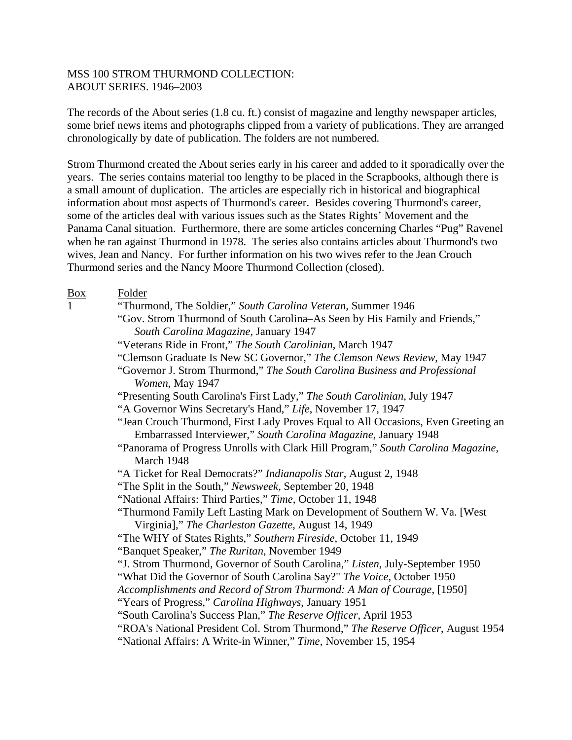MSS 100 STROM THURMOND COLLECTION:
ABOUT SERIES. 1946–2003

The records of the About series (1.8 cu. ft.) consist of magazine and lengthy newspaper articles, some brief news items and photographs clipped from a variety of publications. They are arranged chronologically by date of publication. The folders are not numbered.

Strom Thurmond created the About series early in his career and added to it sporadically over the years. The series contains material too lengthy to be placed in the Scrapbooks, although there is a small amount of duplication. The articles are especially rich in historical and biographical information about most aspects of Thurmond's career. Besides covering Thurmond's career, some of the articles deal with various issues such as the States Rights' Movement and the Panama Canal situation. Furthermore, there are some articles concerning Charles "Pug" Ravenel when he ran against Thurmond in 1978. The series also contains articles about Thurmond's two wives, Jean and Nancy. For further information on his two wives refer to the Jean Crouch Thurmond series and the Nancy Moore Thurmond Collection (closed).

| Box | Folder |
|---|---|
| 1 | "Thurmond, The Soldier," *South Carolina Veteran*, Summer 1946 |
| | "Gov. Strom Thurmond of South Carolina–As Seen by His Family and Friends," *South Carolina Magazine*, January 1947 |
| | "Veterans Ride in Front," *The South Carolinian*, March 1947 |
| | "Clemson Graduate Is New SC Governor," *The Clemson News Review*, May 1947 |
| | "Governor J. Strom Thurmond," *The South Carolina Business and Professional Women*, May 1947 |
| | "Presenting South Carolina's First Lady," *The South Carolinian*, July 1947 |
| | "A Governor Wins Secretary's Hand," *Life*, November 17, 1947 |
| | "Jean Crouch Thurmond, First Lady Proves Equal to All Occasions, Even Greeting an Embarrassed Interviewer," *South Carolina Magazine*, January 1948 |
| | "Panorama of Progress Unrolls with Clark Hill Program," *South Carolina Magazine*, March 1948 |
| | "A Ticket for Real Democrats?" *Indianapolis Star*, August 2, 1948 |
| | "The Split in the South," *Newsweek*, September 20, 1948 |
| | "National Affairs: Third Parties," *Time*, October 11, 1948 |
| | "Thurmond Family Left Lasting Mark on Development of Southern W. Va. [West Virginia]," *The Charleston Gazette*, August 14, 1949 |
| | "The WHY of States Rights," *Southern Fireside*, October 11, 1949 |
| | "Banquet Speaker," *The Ruritan*, November 1949 |
| | "J. Strom Thurmond, Governor of South Carolina," *Listen*, July-September 1950 |
| | "What Did the Governor of South Carolina Say?" *The Voice*, October 1950 |
| | *Accomplishments and Record of Strom Thurmond: A Man of Courage*, [1950] |
| | "Years of Progress," *Carolina Highways*, January 1951 |
| | "South Carolina's Success Plan," *The Reserve Officer*, April 1953 |
| | "ROA's National President Col. Strom Thurmond," *The Reserve Officer*, August 1954 |
| | "National Affairs: A Write-in Winner," *Time*, November 15, 1954 |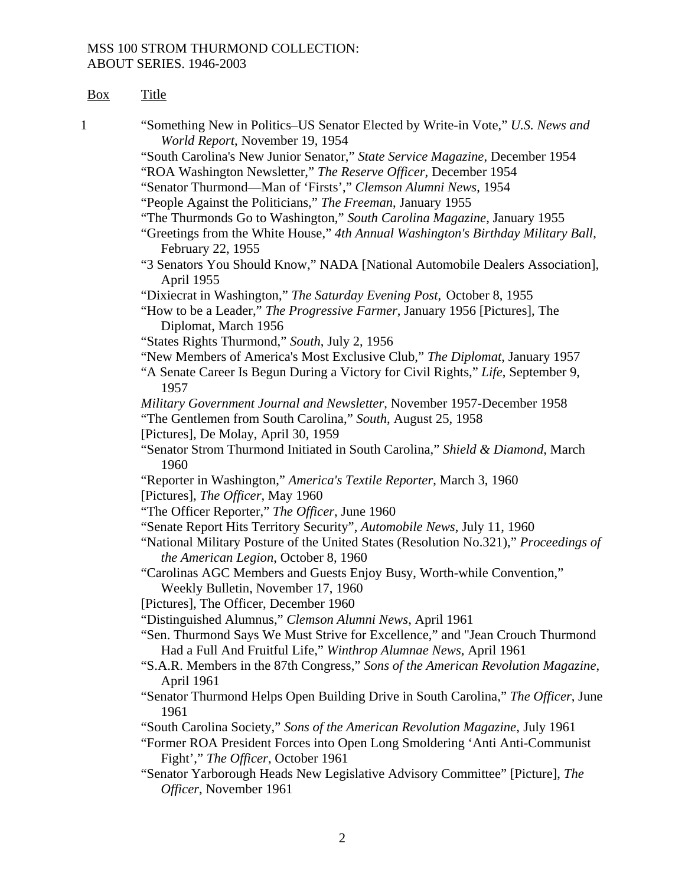MSS 100 STROM THURMOND COLLECTION:
ABOUT SERIES. 1946-2003

| Box | Title |
| --- | --- |
| 1 | "Something New in Politics–US Senator Elected by Write-in Vote," *U.S. News and World Report*, November 19, 1954 |
| | "South Carolina's New Junior Senator," *State Service Magazine*, December 1954 |
| | "ROA Washington Newsletter," *The Reserve Officer*, December 1954 |
| | "Senator Thurmond—Man of 'Firsts'," *Clemson Alumni News*, 1954 |
| | "People Against the Politicians," *The Freeman*, January 1955 |
| | "The Thurmonds Go to Washington," *South Carolina Magazine*, January 1955 |
| | "Greetings from the White House," *4th Annual Washington's Birthday Military Ball*, February 22, 1955 |
| | "3 Senators You Should Know," NADA [National Automobile Dealers Association], April 1955 |
| | "Dixiecrat in Washington," *The Saturday Evening Post*, October 8, 1955 |
| | "How to be a Leader," *The Progressive Farmer*, January 1956 [Pictures], The Diplomat, March 1956 |
| | "States Rights Thurmond," *South*, July 2, 1956 |
| | "New Members of America's Most Exclusive Club," *The Diplomat*, January 1957 |
| | "A Senate Career Is Begun During a Victory for Civil Rights," *Life*, September 9, 1957 |
| | *Military Government Journal and Newsletter*, November 1957-December 1958 |
| | "The Gentlemen from South Carolina," *South*, August 25, 1958 |
| | [Pictures], De Molay, April 30, 1959 |
| | "Senator Strom Thurmond Initiated in South Carolina," *Shield & Diamond*, March 1960 |
| | "Reporter in Washington," *America's Textile Reporter*, March 3, 1960 |
| | [Pictures], *The Officer*, May 1960 |
| | "The Officer Reporter," *The Officer*, June 1960 |
| | "Senate Report Hits Territory Security", *Automobile News*, July 11, 1960 |
| | "National Military Posture of the United States (Resolution No.321)," *Proceedings of the American Legion*, October 8, 1960 |
| | "Carolinas AGC Members and Guests Enjoy Busy, Worth-while Convention," Weekly Bulletin, November 17, 1960 |
| | [Pictures], The Officer, December 1960 |
| | "Distinguished Alumnus," *Clemson Alumni News*, April 1961 |
| | "Sen. Thurmond Says We Must Strive for Excellence," and "Jean Crouch Thurmond Had a Full And Fruitful Life," *Winthrop Alumnae News*, April 1961 |
| | "S.A.R. Members in the 87th Congress," *Sons of the American Revolution Magazine*, April 1961 |
| | "Senator Thurmond Helps Open Building Drive in South Carolina," *The Officer*, June 1961 |
| | "South Carolina Society," *Sons of the American Revolution Magazine*, July 1961 |
| | "Former ROA President Forces into Open Long Smoldering 'Anti Anti-Communist Fight'," *The Officer*, October 1961 |
| | "Senator Yarborough Heads New Legislative Advisory Committee" [Picture], *The Officer*, November 1961 |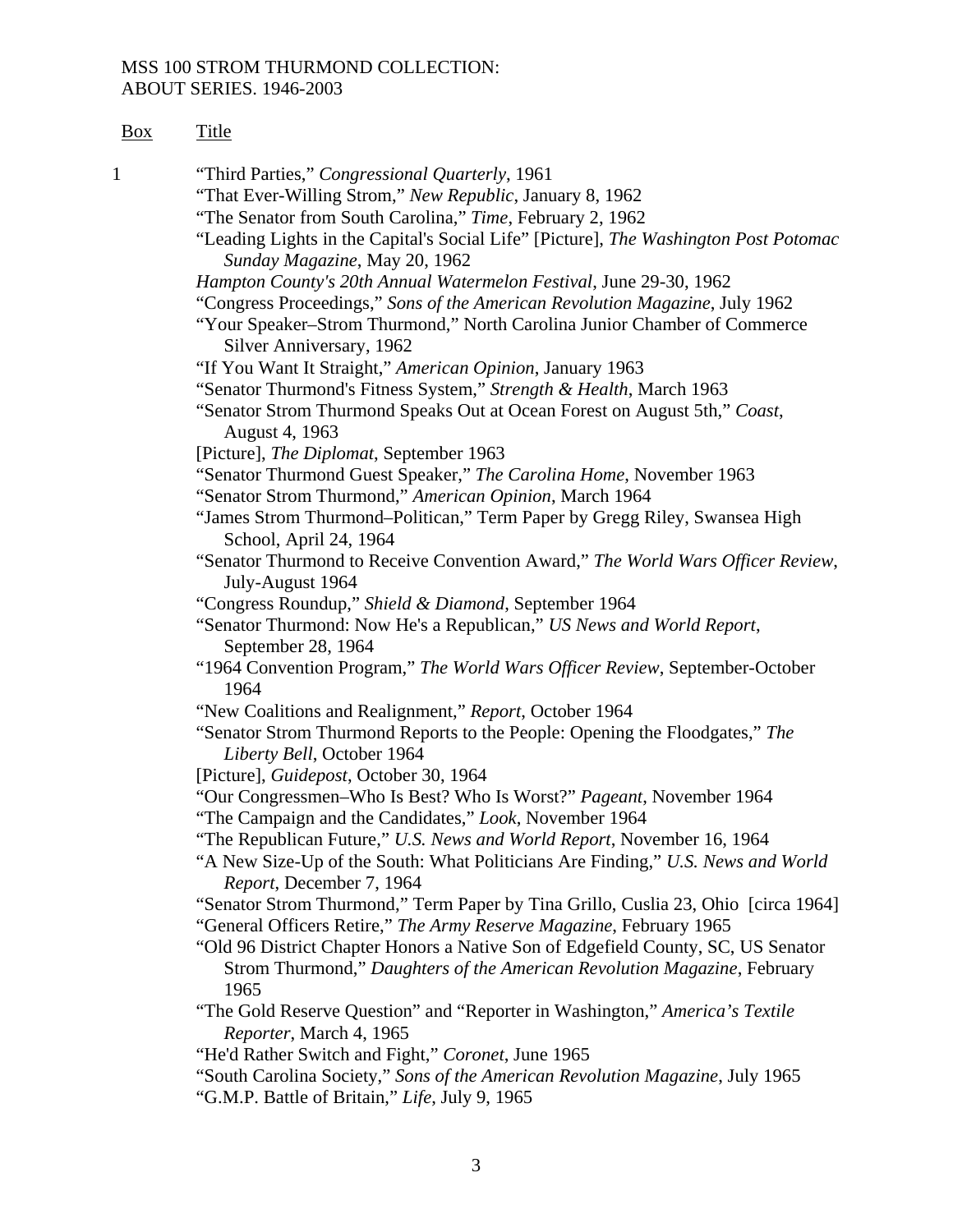MSS 100 STROM THURMOND COLLECTION:
ABOUT SERIES. 1946-2003

| Box | Title |
| --- | --- |
| 1 | "Third Parties," *Congressional Quarterly*, 1961 |
| | "That Ever-Willing Strom," *New Republic*, January 8, 1962 |
| | "The Senator from South Carolina," *Time*, February 2, 1962 |
| | "Leading Lights in the Capital's Social Life" [Picture], *The Washington Post Potomac Sunday Magazine*, May 20, 1962 |
| | *Hampton County's 20th Annual Watermelon Festival*, June 29-30, 1962 |
| | "Congress Proceedings," *Sons of the American Revolution Magazine*, July 1962 |
| | "Your Speaker–Strom Thurmond," North Carolina Junior Chamber of Commerce Silver Anniversary, 1962 |
| | "If You Want It Straight," *American Opinion*, January 1963 |
| | "Senator Thurmond's Fitness System," *Strength & Health*, March 1963 |
| | "Senator Strom Thurmond Speaks Out at Ocean Forest on August 5th," *Coast*, August 4, 1963 |
| | [Picture], *The Diplomat*, September 1963 |
| | "Senator Thurmond Guest Speaker," *The Carolina Home*, November 1963 |
| | "Senator Strom Thurmond," *American Opinion*, March 1964 |
| | "James Strom Thurmond–Politican," Term Paper by Gregg Riley, Swansea High School, April 24, 1964 |
| | "Senator Thurmond to Receive Convention Award," *The World Wars Officer Review*, July-August 1964 |
| | "Congress Roundup," *Shield & Diamond*, September 1964 |
| | "Senator Thurmond: Now He's a Republican," *US News and World Report*, September 28, 1964 |
| | "1964 Convention Program," *The World Wars Officer Review*, September-October 1964 |
| | "New Coalitions and Realignment," *Report*, October 1964 |
| | "Senator Strom Thurmond Reports to the People: Opening the Floodgates," *The Liberty Bell*, October 1964 |
| | [Picture], *Guidepost*, October 30, 1964 |
| | "Our Congressmen–Who Is Best? Who Is Worst?" *Pageant*, November 1964 |
| | "The Campaign and the Candidates," *Look*, November 1964 |
| | "The Republican Future," *U.S. News and World Report*, November 16, 1964 |
| | "A New Size-Up of the South: What Politicians Are Finding," *U.S. News and World Report*, December 7, 1964 |
| | "Senator Strom Thurmond," Term Paper by Tina Grillo, Cuslia 23, Ohio [circa 1964] |
| | "General Officers Retire," *The Army Reserve Magazine*, February 1965 |
| | "Old 96 District Chapter Honors a Native Son of Edgefield County, SC, US Senator Strom Thurmond," *Daughters of the American Revolution Magazine*, February 1965 |
| | "The Gold Reserve Question" and "Reporter in Washington," *America's Textile Reporter*, March 4, 1965 |
| | "He'd Rather Switch and Fight," *Coronet*, June 1965 |
| | "South Carolina Society," *Sons of the American Revolution Magazine*, July 1965 |
| | "G.M.P. Battle of Britain," *Life*, July 9, 1965 |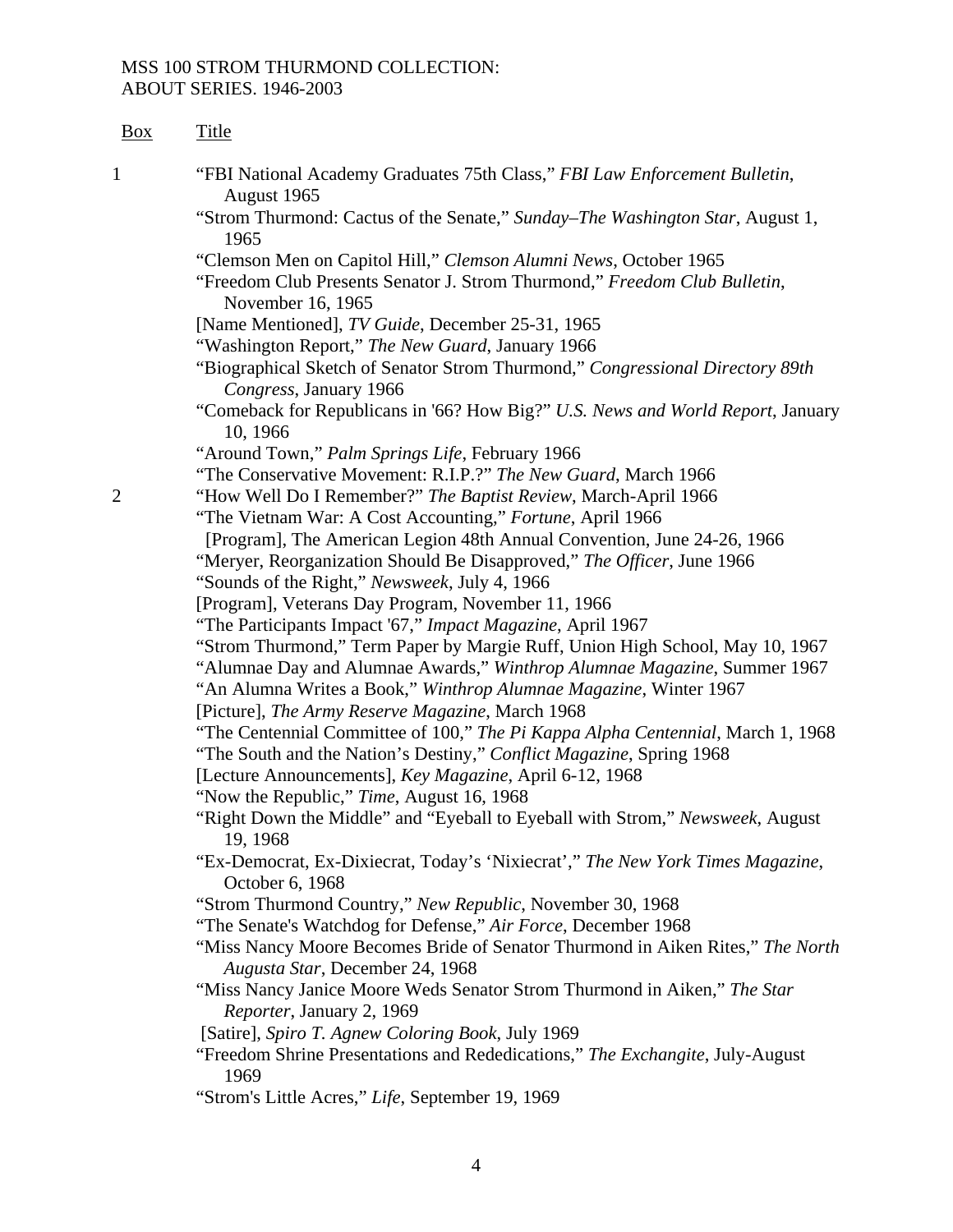MSS 100 STROM THURMOND COLLECTION:
ABOUT SERIES. 1946-2003

| Box | Title |
| --- | --- |
| 1 | "FBI National Academy Graduates 75th Class," *FBI Law Enforcement Bulletin*, August 1965 |
| | "Strom Thurmond: Cactus of the Senate," *Sunday–The Washington Star*, August 1, 1965 |
| | "Clemson Men on Capitol Hill," *Clemson Alumni News*, October 1965 |
| | "Freedom Club Presents Senator J. Strom Thurmond," *Freedom Club Bulletin*, November 16, 1965 |
| | [Name Mentioned], *TV Guide*, December 25-31, 1965 |
| | "Washington Report," *The New Guard*, January 1966 |
| | "Biographical Sketch of Senator Strom Thurmond," *Congressional Directory 89th Congress*, January 1966 |
| | "Comeback for Republicans in '66? How Big?" *U.S. News and World Report*, January 10, 1966 |
| | "Around Town," *Palm Springs Life*, February 1966 |
| | "The Conservative Movement: R.I.P.?" *The New Guard*, March 1966 |
| 2 | "How Well Do I Remember?" *The Baptist Review*, March-April 1966 |
| | "The Vietnam War: A Cost Accounting," *Fortune*, April 1966 |
| | [Program], The American Legion 48th Annual Convention, June 24-26, 1966 |
| | "Meryer, Reorganization Should Be Disapproved," *The Officer*, June 1966 |
| | "Sounds of the Right," *Newsweek*, July 4, 1966 |
| | [Program], Veterans Day Program, November 11, 1966 |
| | "The Participants Impact '67," *Impact Magazine*, April 1967 |
| | "Strom Thurmond," Term Paper by Margie Ruff, Union High School, May 10, 1967 |
| | "Alumnae Day and Alumnae Awards," *Winthrop Alumnae Magazine*, Summer 1967 |
| | "An Alumna Writes a Book," *Winthrop Alumnae Magazine*, Winter 1967 |
| | [Picture], *The Army Reserve Magazine*, March 1968 |
| | "The Centennial Committee of 100," *The Pi Kappa Alpha Centennial*, March 1, 1968 |
| | "The South and the Nation's Destiny," *Conflict Magazine*, Spring 1968 |
| | [Lecture Announcements], *Key Magazine*, April 6-12, 1968 |
| | "Now the Republic," *Time*, August 16, 1968 |
| | "Right Down the Middle" and "Eyeball to Eyeball with Strom," *Newsweek*, August 19, 1968 |
| | "Ex-Democrat, Ex-Dixiecrat, Today's 'Nixiecrat'," *The New York Times Magazine*, October 6, 1968 |
| | "Strom Thurmond Country," *New Republic*, November 30, 1968 |
| | "The Senate's Watchdog for Defense," *Air Force*, December 1968 |
| | "Miss Nancy Moore Becomes Bride of Senator Thurmond in Aiken Rites," *The North Augusta Star*, December 24, 1968 |
| | "Miss Nancy Janice Moore Weds Senator Strom Thurmond in Aiken," *The Star Reporter*, January 2, 1969 |
| | [Satire], *Spiro T. Agnew Coloring Book*, July 1969 |
| | "Freedom Shrine Presentations and Rededications," *The Exchangite*, July-August 1969 |
| | "Strom's Little Acres," *Life*, September 19, 1969 |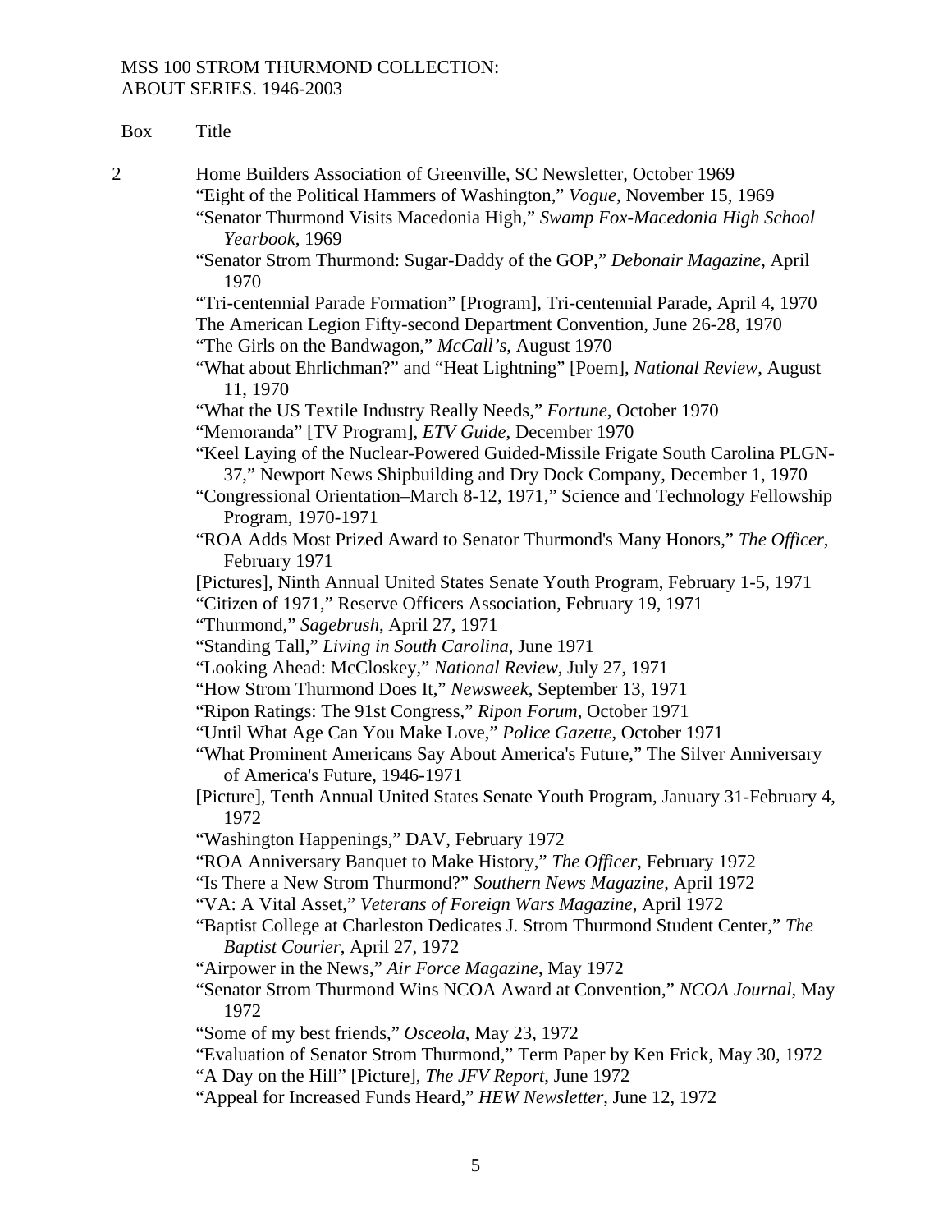MSS 100 STROM THURMOND COLLECTION:
ABOUT SERIES. 1946-2003

| Box | Title |
| --- | --- |
| 2 | Home Builders Association of Greenville, SC Newsletter, October 1969 |
| | "Eight of the Political Hammers of Washington," *Vogue*, November 15, 1969 |
| | "Senator Thurmond Visits Macedonia High," *Swamp Fox-Macedonia High School Yearbook*, 1969 |
| | "Senator Strom Thurmond: Sugar-Daddy of the GOP," *Debonair Magazine*, April 1970 |
| | "Tri-centennial Parade Formation" [Program], Tri-centennial Parade, April 4, 1970 |
| | The American Legion Fifty-second Department Convention, June 26-28, 1970 |
| | "The Girls on the Bandwagon," *McCall's*, August 1970 |
| | "What about Ehrlichman?" and "Heat Lightning" [Poem], *National Review*, August 11, 1970 |
| | "What the US Textile Industry Really Needs," *Fortune*, October 1970 |
| | "Memoranda" [TV Program], *ETV Guide*, December 1970 |
| | "Keel Laying of the Nuclear-Powered Guided-Missile Frigate South Carolina PLGN-37," Newport News Shipbuilding and Dry Dock Company, December 1, 1970 |
| | "Congressional Orientation–March 8-12, 1971," Science and Technology Fellowship Program, 1970-1971 |
| | "ROA Adds Most Prized Award to Senator Thurmond's Many Honors," *The Officer*, February 1971 |
| | [Pictures], Ninth Annual United States Senate Youth Program, February 1-5, 1971 |
| | "Citizen of 1971," Reserve Officers Association, February 19, 1971 |
| | "Thurmond," *Sagebrush*, April 27, 1971 |
| | "Standing Tall," *Living in South Carolina*, June 1971 |
| | "Looking Ahead: McCloskey," *National Review*, July 27, 1971 |
| | "How Strom Thurmond Does It," *Newsweek*, September 13, 1971 |
| | "Ripon Ratings: The 91st Congress," *Ripon Forum*, October 1971 |
| | "Until What Age Can You Make Love," *Police Gazette*, October 1971 |
| | "What Prominent Americans Say About America's Future," The Silver Anniversary of America's Future, 1946-1971 |
| | [Picture], Tenth Annual United States Senate Youth Program, January 31-February 4, 1972 |
| | "Washington Happenings," DAV, February 1972 |
| | "ROA Anniversary Banquet to Make History," *The Officer*, February 1972 |
| | "Is There a New Strom Thurmond?" *Southern News Magazine*, April 1972 |
| | "VA: A Vital Asset," *Veterans of Foreign Wars Magazine*, April 1972 |
| | "Baptist College at Charleston Dedicates J. Strom Thurmond Student Center," *The Baptist Courier*, April 27, 1972 |
| | "Airpower in the News," *Air Force Magazine*, May 1972 |
| | "Senator Strom Thurmond Wins NCOA Award at Convention," *NCOA Journal*, May 1972 |
| | "Some of my best friends," *Osceola*, May 23, 1972 |
| | "Evaluation of Senator Strom Thurmond," Term Paper by Ken Frick, May 30, 1972 |
| | "A Day on the Hill" [Picture], *The JFV Report*, June 1972 |
| | "Appeal for Increased Funds Heard," *HEW Newsletter*, June 12, 1972 |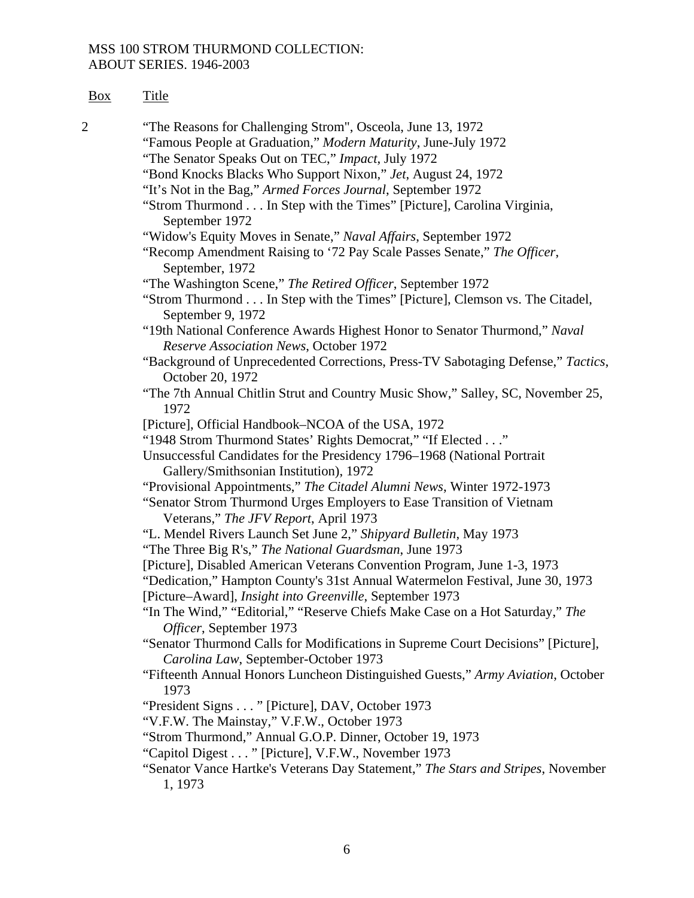MSS 100 STROM THURMOND COLLECTION:
ABOUT SERIES. 1946-2003

| Box | Title |
|---|---|
| 2 | "The Reasons for Challenging Strom", Osceola, June 13, 1972 |
| | "Famous People at Graduation," *Modern Maturity*, June-July 1972 |
| | "The Senator Speaks Out on TEC," *Impact*, July 1972 |
| | "Bond Knocks Blacks Who Support Nixon," *Jet*, August 24, 1972 |
| | "It's Not in the Bag," *Armed Forces Journal*, September 1972 |
| | "Strom Thurmond . . . In Step with the Times" [Picture], Carolina Virginia, September 1972 |
| | "Widow's Equity Moves in Senate," *Naval Affairs*, September 1972 |
| | "Recomp Amendment Raising to '72 Pay Scale Passes Senate," *The Officer*, September, 1972 |
| | "The Washington Scene," *The Retired Officer*, September 1972 |
| | "Strom Thurmond . . . In Step with the Times" [Picture], Clemson vs. The Citadel, September 9, 1972 |
| | "19th National Conference Awards Highest Honor to Senator Thurmond," *Naval Reserve Association News*, October 1972 |
| | "Background of Unprecedented Corrections, Press-TV Sabotaging Defense," *Tactics*, October 20, 1972 |
| | "The 7th Annual Chitlin Strut and Country Music Show," Salley, SC, November 25, 1972 |
| | [Picture], Official Handbook–NCOA of the USA, 1972 |
| | "1948 Strom Thurmond States' Rights Democrat," "If Elected . . ." |
| | Unsuccessful Candidates for the Presidency 1796–1968 (National Portrait Gallery/Smithsonian Institution), 1972 |
| | "Provisional Appointments," *The Citadel Alumni News*, Winter 1972-1973 |
| | "Senator Strom Thurmond Urges Employers to Ease Transition of Vietnam Veterans," *The JFV Report*, April 1973 |
| | "L. Mendel Rivers Launch Set June 2," *Shipyard Bulletin*, May 1973 |
| | "The Three Big R's," *The National Guardsman*, June 1973 |
| | [Picture], Disabled American Veterans Convention Program, June 1-3, 1973 |
| | "Dedication," Hampton County's 31st Annual Watermelon Festival, June 30, 1973 |
| | [Picture–Award], *Insight into Greenville*, September 1973 |
| | "In The Wind," "Editorial," "Reserve Chiefs Make Case on a Hot Saturday," *The Officer*, September 1973 |
| | "Senator Thurmond Calls for Modifications in Supreme Court Decisions" [Picture], *Carolina Law*, September-October 1973 |
| | "Fifteenth Annual Honors Luncheon Distinguished Guests," *Army Aviation*, October 1973 |
| | "President Signs . . . " [Picture], DAV, October 1973 |
| | "V.F.W. The Mainstay," V.F.W., October 1973 |
| | "Strom Thurmond," Annual G.O.P. Dinner, October 19, 1973 |
| | "Capitol Digest . . . " [Picture], V.F.W., November 1973 |
| | "Senator Vance Hartke's Veterans Day Statement," *The Stars and Stripes*, November 1, 1973 |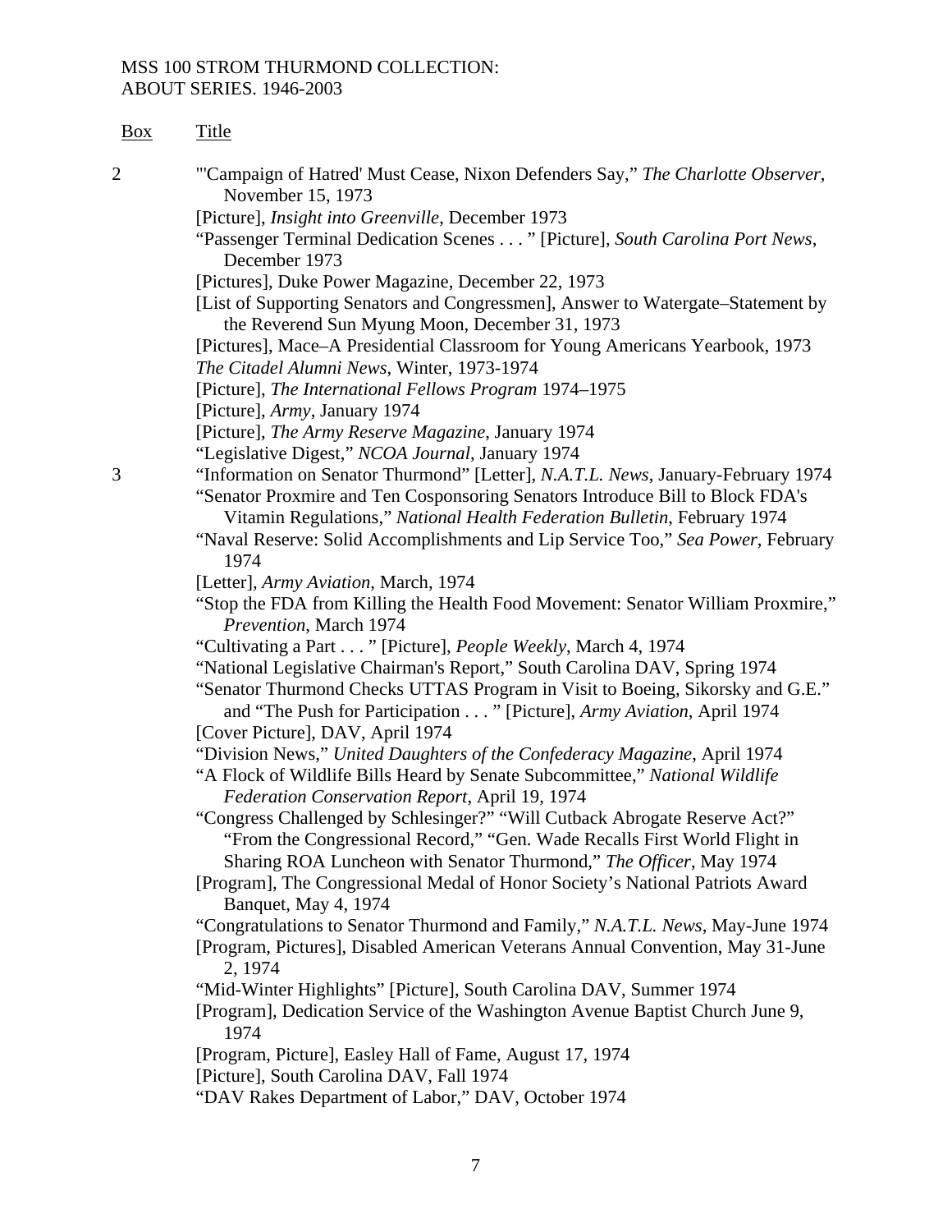MSS 100 STROM THURMOND COLLECTION:
ABOUT SERIES. 1946-2003

| Box | Title |
|---|---|
| 2 | "'Campaign of Hatred' Must Cease, Nixon Defenders Say," *The Charlotte Observer*, November 15, 1973 |
| | [Picture], *Insight into Greenville*, December 1973 |
| | "Passenger Terminal Dedication Scenes . . . " [Picture], *South Carolina Port News*, December 1973 |
| | [Pictures], Duke Power Magazine, December 22, 1973 |
| | [List of Supporting Senators and Congressmen], Answer to Watergate–Statement by the Reverend Sun Myung Moon, December 31, 1973 |
| | [Pictures], Mace–A Presidential Classroom for Young Americans Yearbook, 1973 |
| | *The Citadel Alumni News*, Winter, 1973-1974 |
| | [Picture], *The International Fellows Program* 1974–1975 |
| | [Picture], *Army*, January 1974 |
| | [Picture], *The Army Reserve Magazine*, January 1974 |
| | "Legislative Digest," *NCOA Journal*, January 1974 |
| 3 | "Information on Senator Thurmond" [Letter], *N.A.T.L. News*, January-February 1974 |
| | "Senator Proxmire and Ten Cosponsoring Senators Introduce Bill to Block FDA's Vitamin Regulations," *National Health Federation Bulletin*, February 1974 |
| | "Naval Reserve: Solid Accomplishments and Lip Service Too," *Sea Power*, February 1974 |
| | [Letter], *Army Aviation*, March, 1974 |
| | "Stop the FDA from Killing the Health Food Movement: Senator William Proxmire," *Prevention*, March 1974 |
| | "Cultivating a Part . . . " [Picture], *People Weekly*, March 4, 1974 |
| | "National Legislative Chairman's Report," South Carolina DAV, Spring 1974 |
| | "Senator Thurmond Checks UTTAS Program in Visit to Boeing, Sikorsky and G.E." and "The Push for Participation . . . " [Picture], *Army Aviation*, April 1974 |
| | [Cover Picture], DAV, April 1974 |
| | "Division News," *United Daughters of the Confederacy Magazine*, April 1974 |
| | "A Flock of Wildlife Bills Heard by Senate Subcommittee," *National Wildlife Federation Conservation Report*, April 19, 1974 |
| | "Congress Challenged by Schlesinger?" "Will Cutback Abrogate Reserve Act?" "From the Congressional Record," "Gen. Wade Recalls First World Flight in Sharing ROA Luncheon with Senator Thurmond," *The Officer*, May 1974 |
| | [Program], The Congressional Medal of Honor Society's National Patriots Award Banquet, May 4, 1974 |
| | "Congratulations to Senator Thurmond and Family," *N.A.T.L. News*, May-June 1974 |
| | [Program, Pictures], Disabled American Veterans Annual Convention, May 31-June 2, 1974 |
| | "Mid-Winter Highlights" [Picture], South Carolina DAV, Summer 1974 |
| | [Program], Dedication Service of the Washington Avenue Baptist Church June 9, 1974 |
| | [Program, Picture], Easley Hall of Fame, August 17, 1974 |
| | [Picture], South Carolina DAV, Fall 1974 |
| | "DAV Rakes Department of Labor," DAV, October 1974 |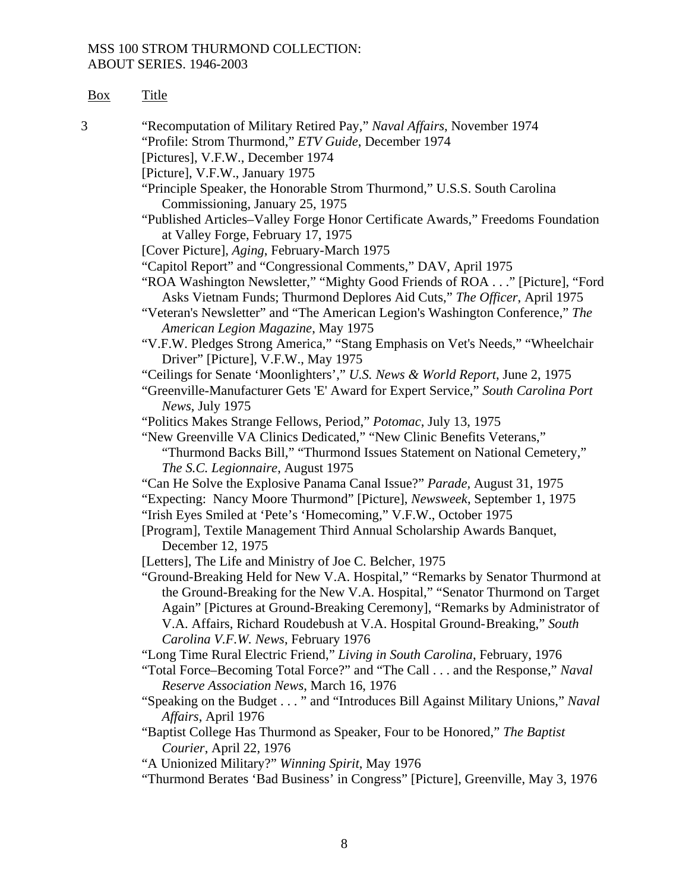MSS 100 STROM THURMOND COLLECTION:
ABOUT SERIES. 1946-2003

| Box | Title |
|---|---|
| 3 | "Recomputation of Military Retired Pay," *Naval Affairs*, November 1974 |
| | "Profile: Strom Thurmond," *ETV Guide*, December 1974 |
| | [Pictures], V.F.W., December 1974 |
| | [Picture], V.F.W., January 1975 |
| | "Principle Speaker, the Honorable Strom Thurmond," U.S.S. South Carolina Commissioning, January 25, 1975 |
| | "Published Articles–Valley Forge Honor Certificate Awards," Freedoms Foundation at Valley Forge, February 17, 1975 |
| | [Cover Picture], *Aging*, February-March 1975 |
| | "Capitol Report" and "Congressional Comments," DAV, April 1975 |
| | "ROA Washington Newsletter," "Mighty Good Friends of ROA . . ." [Picture], "Ford Asks Vietnam Funds; Thurmond Deplores Aid Cuts," *The Officer*, April 1975 |
| | "Veteran's Newsletter" and "The American Legion's Washington Conference," *The American Legion Magazine*, May 1975 |
| | "V.F.W. Pledges Strong America," "Stang Emphasis on Vet's Needs," "Wheelchair Driver" [Picture], V.F.W., May 1975 |
| | "Ceilings for Senate 'Moonlighters'," *U.S. News & World Report*, June 2, 1975 |
| | "Greenville-Manufacturer Gets 'E' Award for Expert Service," *South Carolina Port News*, July 1975 |
| | "Politics Makes Strange Fellows, Period," *Potomac*, July 13, 1975 |
| | "New Greenville VA Clinics Dedicated," "New Clinic Benefits Veterans," "Thurmond Backs Bill," "Thurmond Issues Statement on National Cemetery," *The S.C. Legionnaire*, August 1975 |
| | "Can He Solve the Explosive Panama Canal Issue?" *Parade*, August 31, 1975 |
| | "Expecting: Nancy Moore Thurmond" [Picture], *Newsweek*, September 1, 1975 |
| | "Irish Eyes Smiled at 'Pete's 'Homecoming," V.F.W., October 1975 |
| | [Program], Textile Management Third Annual Scholarship Awards Banquet, December 12, 1975 |
| | [Letters], The Life and Ministry of Joe C. Belcher, 1975 |
| | "Ground-Breaking Held for New V.A. Hospital," "Remarks by Senator Thurmond at the Ground-Breaking for the New V.A. Hospital," "Senator Thurmond on Target Again" [Pictures at Ground-Breaking Ceremony], "Remarks by Administrator of V.A. Affairs, Richard Roudebush at V.A. Hospital Ground-Breaking," *South Carolina V.F.W. News*, February 1976 |
| | "Long Time Rural Electric Friend," *Living in South Carolina*, February, 1976 |
| | "Total Force–Becoming Total Force?" and "The Call . . . and the Response," *Naval Reserve Association News*, March 16, 1976 |
| | "Speaking on the Budget . . . " and "Introduces Bill Against Military Unions," *Naval Affairs*, April 1976 |
| | "Baptist College Has Thurmond as Speaker, Four to be Honored," *The Baptist Courier*, April 22, 1976 |
| | "A Unionized Military?" *Winning Spirit*, May 1976 |
| | "Thurmond Berates 'Bad Business' in Congress" [Picture], Greenville, May 3, 1976 |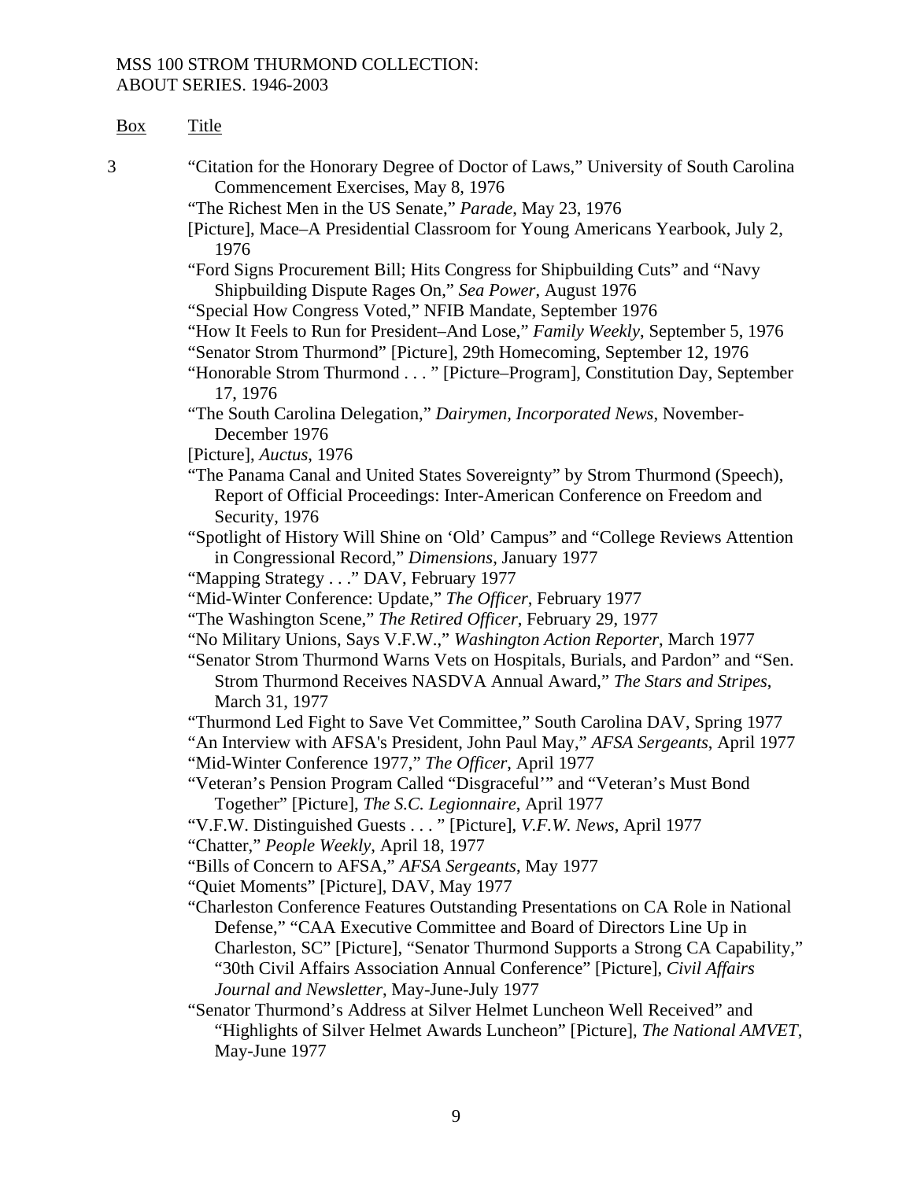MSS 100 STROM THURMOND COLLECTION:
ABOUT SERIES. 1946-2003

| Box | Title |
|---|---|
| 3 | "Citation for the Honorary Degree of Doctor of Laws," University of South Carolina Commencement Exercises, May 8, 1976 |
| | "The Richest Men in the US Senate," *Parade*, May 23, 1976 |
| | [Picture], Mace–A Presidential Classroom for Young Americans Yearbook, July 2, 1976 |
| | "Ford Signs Procurement Bill; Hits Congress for Shipbuilding Cuts" and "Navy Shipbuilding Dispute Rages On," *Sea Power*, August 1976 |
| | "Special How Congress Voted," NFIB Mandate, September 1976 |
| | "How It Feels to Run for President–And Lose," *Family Weekly*, September 5, 1976 |
| | "Senator Strom Thurmond" [Picture], 29th Homecoming, September 12, 1976 |
| | "Honorable Strom Thurmond . . . " [Picture–Program], Constitution Day, September 17, 1976 |
| | "The South Carolina Delegation," *Dairymen, Incorporated News*, November-December 1976 |
| | [Picture], *Auctus*, 1976 |
| | "The Panama Canal and United States Sovereignty" by Strom Thurmond (Speech), Report of Official Proceedings: Inter-American Conference on Freedom and Security, 1976 |
| | "Spotlight of History Will Shine on 'Old' Campus" and "College Reviews Attention in Congressional Record," *Dimensions*, January 1977 |
| | "Mapping Strategy . . ." DAV, February 1977 |
| | "Mid-Winter Conference: Update," *The Officer*, February 1977 |
| | "The Washington Scene," *The Retired Officer*, February 29, 1977 |
| | "No Military Unions, Says V.F.W.," *Washington Action Reporter*, March 1977 |
| | "Senator Strom Thurmond Warns Vets on Hospitals, Burials, and Pardon" and "Sen. Strom Thurmond Receives NASDVA Annual Award," *The Stars and Stripes*, March 31, 1977 |
| | "Thurmond Led Fight to Save Vet Committee," South Carolina DAV, Spring 1977 |
| | "An Interview with AFSA's President, John Paul May," *AFSA Sergeants*, April 1977 |
| | "Mid-Winter Conference 1977," *The Officer*, April 1977 |
| | "Veteran's Pension Program Called "Disgraceful'" and "Veteran's Must Bond Together" [Picture], *The S.C. Legionnaire*, April 1977 |
| | "V.F.W. Distinguished Guests . . . " [Picture], *V.F.W. News*, April 1977 |
| | "Chatter," *People Weekly*, April 18, 1977 |
| | "Bills of Concern to AFSA," *AFSA Sergeants*, May 1977 |
| | "Quiet Moments" [Picture], DAV, May 1977 |
| | "Charleston Conference Features Outstanding Presentations on CA Role in National Defense," "CAA Executive Committee and Board of Directors Line Up in Charleston, SC" [Picture], "Senator Thurmond Supports a Strong CA Capability," "30th Civil Affairs Association Annual Conference" [Picture], *Civil Affairs Journal and Newsletter*, May-June-July 1977 |
| | "Senator Thurmond's Address at Silver Helmet Luncheon Well Received" and "Highlights of Silver Helmet Awards Luncheon" [Picture], *The National AMVET*, May-June 1977 |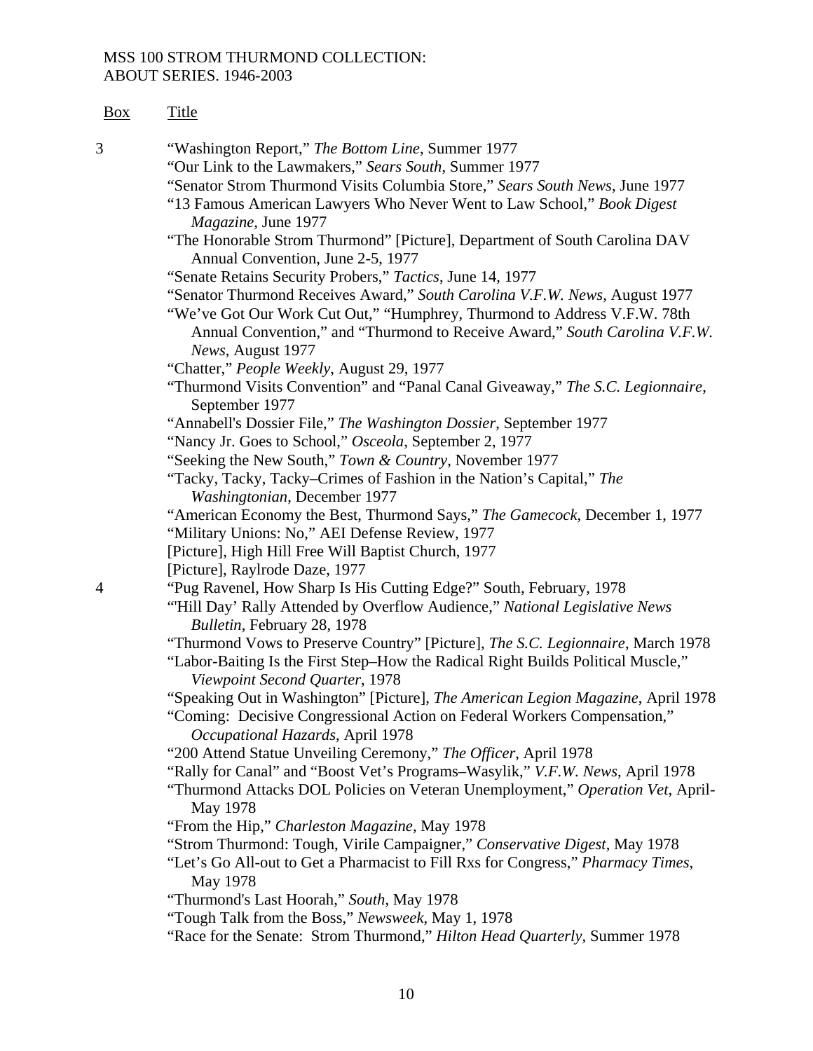MSS 100 STROM THURMOND COLLECTION:
ABOUT SERIES. 1946-2003

| Box | Title |
| --- | --- |
| 3 | "Washington Report," *The Bottom Line*, Summer 1977 |
| | "Our Link to the Lawmakers," *Sears South*, Summer 1977 |
| | "Senator Strom Thurmond Visits Columbia Store," *Sears South News*, June 1977 |
| | "13 Famous American Lawyers Who Never Went to Law School," *Book Digest Magazine*, June 1977 |
| | "The Honorable Strom Thurmond" [Picture], Department of South Carolina DAV Annual Convention, June 2-5, 1977 |
| | "Senate Retains Security Probers," *Tactics*, June 14, 1977 |
| | "Senator Thurmond Receives Award," *South Carolina V.F.W. News*, August 1977 |
| | "We've Got Our Work Cut Out," "Humphrey, Thurmond to Address V.F.W. 78th Annual Convention," and "Thurmond to Receive Award," *South Carolina V.F.W. News*, August 1977 |
| | "Chatter," *People Weekly*, August 29, 1977 |
| | "Thurmond Visits Convention" and "Panal Canal Giveaway," *The S.C. Legionnaire*, September 1977 |
| | "Annabell's Dossier File," *The Washington Dossier*, September 1977 |
| | "Nancy Jr. Goes to School," *Osceola*, September 2, 1977 |
| | "Seeking the New South," *Town & Country*, November 1977 |
| | "Tacky, Tacky, Tacky–Crimes of Fashion in the Nation's Capital," *The Washingtonian*, December 1977 |
| | "American Economy the Best, Thurmond Says," *The Gamecock*, December 1, 1977 |
| | "Military Unions: No," AEI Defense Review, 1977 |
| | [Picture], High Hill Free Will Baptist Church, 1977 |
| | [Picture], Raylrode Daze, 1977 |
| 4 | "Pug Ravenel, How Sharp Is His Cutting Edge?" South, February, 1978 |
| | "'Hill Day' Rally Attended by Overflow Audience," *National Legislative News Bulletin*, February 28, 1978 |
| | "Thurmond Vows to Preserve Country" [Picture], *The S.C. Legionnaire*, March 1978 |
| | "Labor-Baiting Is the First Step–How the Radical Right Builds Political Muscle," *Viewpoint Second Quarter*, 1978 |
| | "Speaking Out in Washington" [Picture], *The American Legion Magazine*, April 1978 |
| | "Coming: Decisive Congressional Action on Federal Workers Compensation," *Occupational Hazards*, April 1978 |
| | "200 Attend Statue Unveiling Ceremony," *The Officer*, April 1978 |
| | "Rally for Canal" and "Boost Vet's Programs–Wasylik," *V.F.W. News*, April 1978 |
| | "Thurmond Attacks DOL Policies on Veteran Unemployment," *Operation Vet*, April-May 1978 |
| | "From the Hip," *Charleston Magazine*, May 1978 |
| | "Strom Thurmond: Tough, Virile Campaigner," *Conservative Digest*, May 1978 |
| | "Let's Go All-out to Get a Pharmacist to Fill Rxs for Congress," *Pharmacy Times*, May 1978 |
| | "Thurmond's Last Hoorah," *South*, May 1978 |
| | "Tough Talk from the Boss," *Newsweek*, May 1, 1978 |
| | "Race for the Senate: Strom Thurmond," *Hilton Head Quarterly*, Summer 1978 |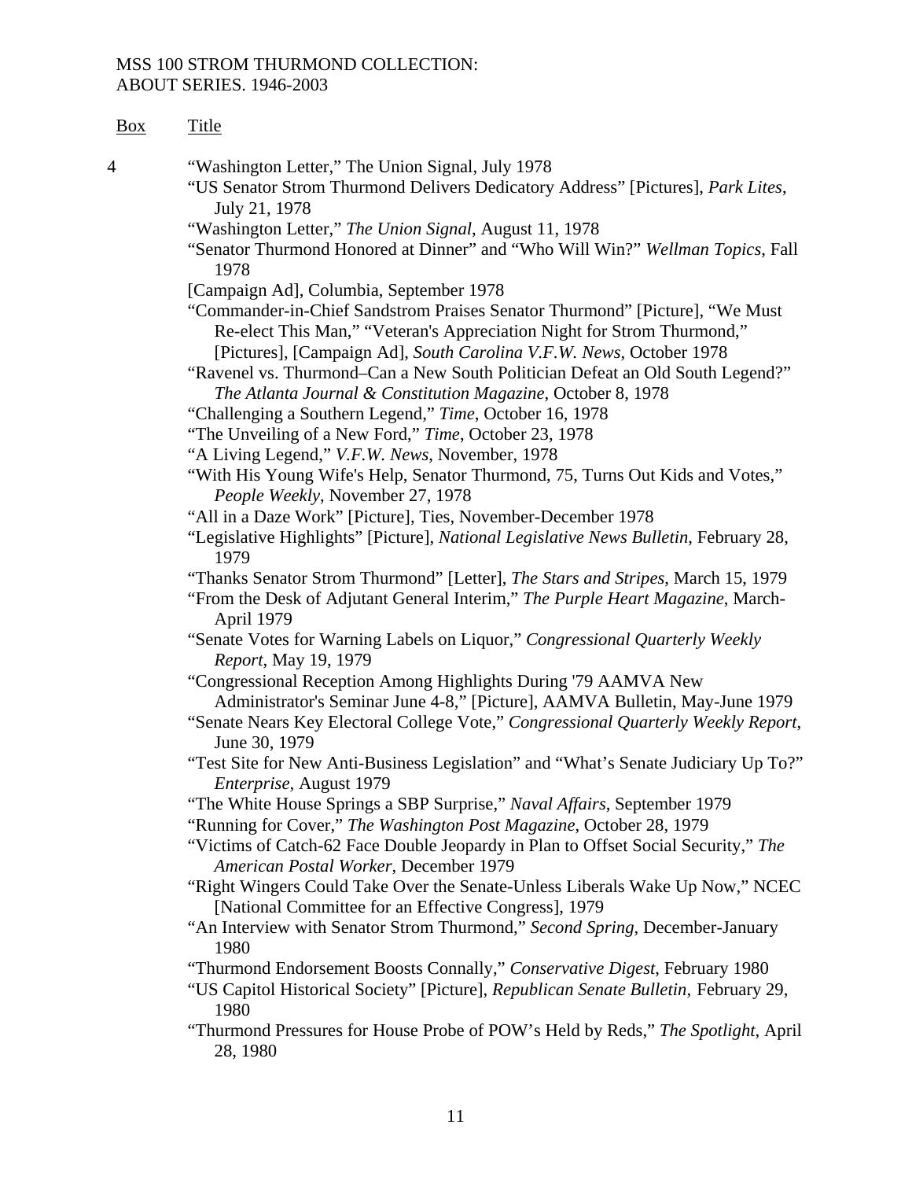MSS 100 STROM THURMOND COLLECTION:
ABOUT SERIES. 1946-2003

| Box | Title |
|---|---|
| 4 | "Washington Letter," The Union Signal, July 1978 |
| | "US Senator Strom Thurmond Delivers Dedicatory Address" [Pictures], *Park Lites*, July 21, 1978 |
| | "Washington Letter," *The Union Signal*, August 11, 1978 |
| | "Senator Thurmond Honored at Dinner" and "Who Will Win?" *Wellman Topics*, Fall 1978 |
| | [Campaign Ad], Columbia, September 1978 |
| | "Commander-in-Chief Sandstrom Praises Senator Thurmond" [Picture], "We Must Re-elect This Man," "Veteran's Appreciation Night for Strom Thurmond," [Pictures], [Campaign Ad], *South Carolina V.F.W. News*, October 1978 |
| | "Ravenel vs. Thurmond–Can a New South Politician Defeat an Old South Legend?" *The Atlanta Journal & Constitution Magazine*, October 8, 1978 |
| | "Challenging a Southern Legend," *Time*, October 16, 1978 |
| | "The Unveiling of a New Ford," *Time*, October 23, 1978 |
| | "A Living Legend," *V.F.W. News*, November, 1978 |
| | "With His Young Wife's Help, Senator Thurmond, 75, Turns Out Kids and Votes," *People Weekly*, November 27, 1978 |
| | "All in a Daze Work" [Picture], Ties, November-December 1978 |
| | "Legislative Highlights" [Picture], *National Legislative News Bulletin*, February 28, 1979 |
| | "Thanks Senator Strom Thurmond" [Letter], *The Stars and Stripes*, March 15, 1979 |
| | "From the Desk of Adjutant General Interim," *The Purple Heart Magazine*, March-April 1979 |
| | "Senate Votes for Warning Labels on Liquor," *Congressional Quarterly Weekly Report*, May 19, 1979 |
| | "Congressional Reception Among Highlights During '79 AAMVA New Administrator's Seminar June 4-8," [Picture], AAMVA Bulletin, May-June 1979 |
| | "Senate Nears Key Electoral College Vote," *Congressional Quarterly Weekly Report*, June 30, 1979 |
| | "Test Site for New Anti-Business Legislation" and "What's Senate Judiciary Up To?" *Enterprise*, August 1979 |
| | "The White House Springs a SBP Surprise," *Naval Affairs*, September 1979 |
| | "Running for Cover," *The Washington Post Magazine*, October 28, 1979 |
| | "Victims of Catch-62 Face Double Jeopardy in Plan to Offset Social Security," *The American Postal Worker*, December 1979 |
| | "Right Wingers Could Take Over the Senate-Unless Liberals Wake Up Now," NCEC [National Committee for an Effective Congress], 1979 |
| | "An Interview with Senator Strom Thurmond," *Second Spring*, December-January 1980 |
| | "Thurmond Endorsement Boosts Connally," *Conservative Digest*, February 1980 |
| | "US Capitol Historical Society" [Picture], *Republican Senate Bulletin*, February 29, 1980 |
| | "Thurmond Pressures for House Probe of POW's Held by Reds," *The Spotlight*, April 28, 1980 |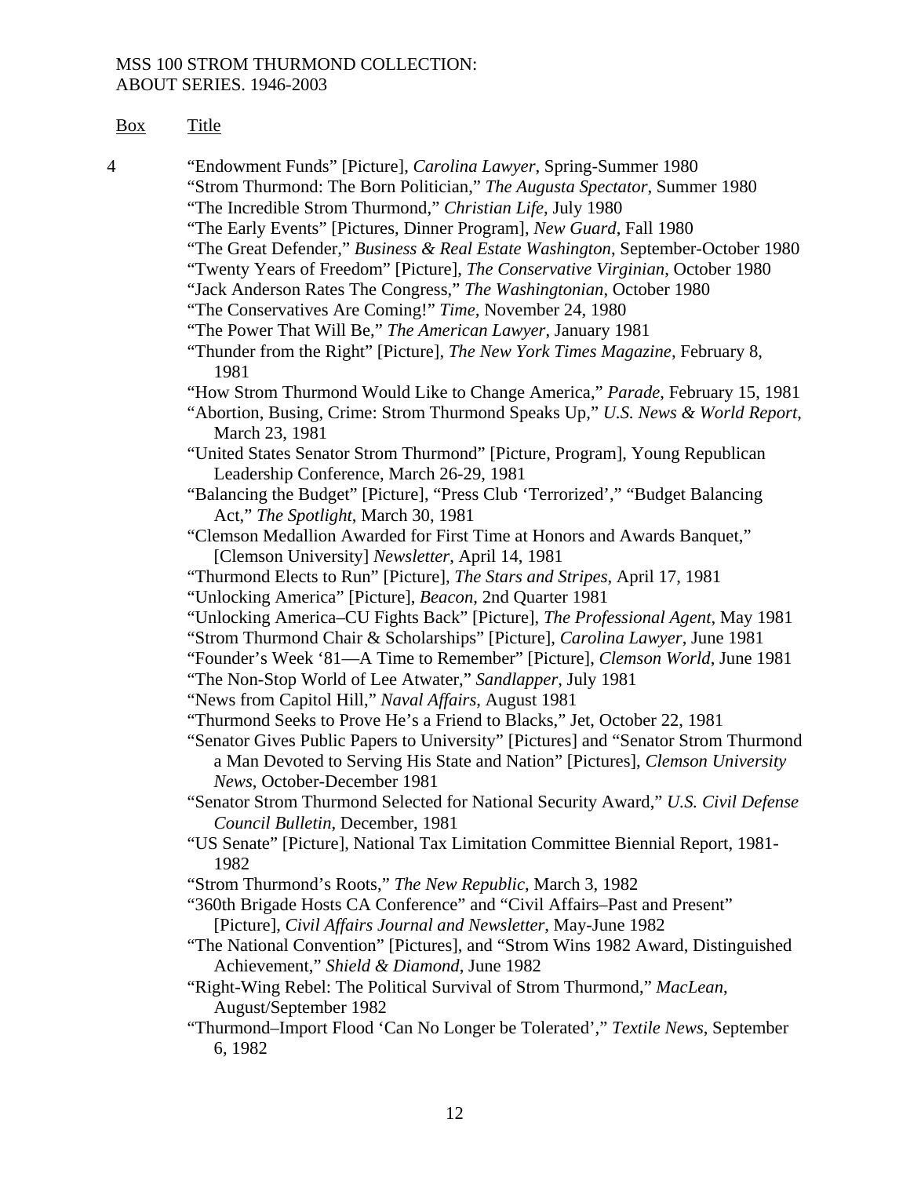MSS 100 STROM THURMOND COLLECTION:
ABOUT SERIES. 1946-2003

| Box | Title |
|---|---|
| 4 | "Endowment Funds" [Picture], *Carolina Lawyer*, Spring-Summer 1980 |
| | "Strom Thurmond: The Born Politician," *The Augusta Spectator*, Summer 1980 |
| | "The Incredible Strom Thurmond," *Christian Life*, July 1980 |
| | "The Early Events" [Pictures, Dinner Program], *New Guard*, Fall 1980 |
| | "The Great Defender," *Business & Real Estate Washington*, September-October 1980 |
| | "Twenty Years of Freedom" [Picture], *The Conservative Virginian*, October 1980 |
| | "Jack Anderson Rates The Congress," *The Washingtonian*, October 1980 |
| | "The Conservatives Are Coming!" *Time*, November 24, 1980 |
| | "The Power That Will Be," *The American Lawyer*, January 1981 |
| | "Thunder from the Right" [Picture], *The New York Times Magazine*, February 8, 1981 |
| | "How Strom Thurmond Would Like to Change America," *Parade*, February 15, 1981 |
| | "Abortion, Busing, Crime: Strom Thurmond Speaks Up," *U.S. News & World Report*, March 23, 1981 |
| | "United States Senator Strom Thurmond" [Picture, Program], Young Republican Leadership Conference, March 26-29, 1981 |
| | "Balancing the Budget" [Picture], "Press Club 'Terrorized'," "Budget Balancing Act," *The Spotlight*, March 30, 1981 |
| | "Clemson Medallion Awarded for First Time at Honors and Awards Banquet," [Clemson University] *Newsletter*, April 14, 1981 |
| | "Thurmond Elects to Run" [Picture], *The Stars and Stripes*, April 17, 1981 |
| | "Unlocking America" [Picture], *Beacon*, 2nd Quarter 1981 |
| | "Unlocking America–CU Fights Back" [Picture], *The Professional Agent*, May 1981 |
| | "Strom Thurmond Chair & Scholarships" [Picture], *Carolina Lawyer*, June 1981 |
| | "Founder's Week '81—A Time to Remember" [Picture], *Clemson World*, June 1981 |
| | "The Non-Stop World of Lee Atwater," *Sandlapper*, July 1981 |
| | "News from Capitol Hill," *Naval Affairs*, August 1981 |
| | "Thurmond Seeks to Prove He's a Friend to Blacks," Jet, October 22, 1981 |
| | "Senator Gives Public Papers to University" [Pictures] and "Senator Strom Thurmond a Man Devoted to Serving His State and Nation" [Pictures], *Clemson University News*, October-December 1981 |
| | "Senator Strom Thurmond Selected for National Security Award," *U.S. Civil Defense Council Bulletin*, December, 1981 |
| | "US Senate" [Picture], National Tax Limitation Committee Biennial Report, 1981-1982 |
| | "Strom Thurmond's Roots," *The New Republic*, March 3, 1982 |
| | "360th Brigade Hosts CA Conference" and "Civil Affairs–Past and Present" [Picture], *Civil Affairs Journal and Newsletter*, May-June 1982 |
| | "The National Convention" [Pictures], and "Strom Wins 1982 Award, Distinguished Achievement," *Shield & Diamond*, June 1982 |
| | "Right-Wing Rebel: The Political Survival of Strom Thurmond," *MacLean*, August/September 1982 |
| | "Thurmond–Import Flood 'Can No Longer be Tolerated'," *Textile News*, September 6, 1982 |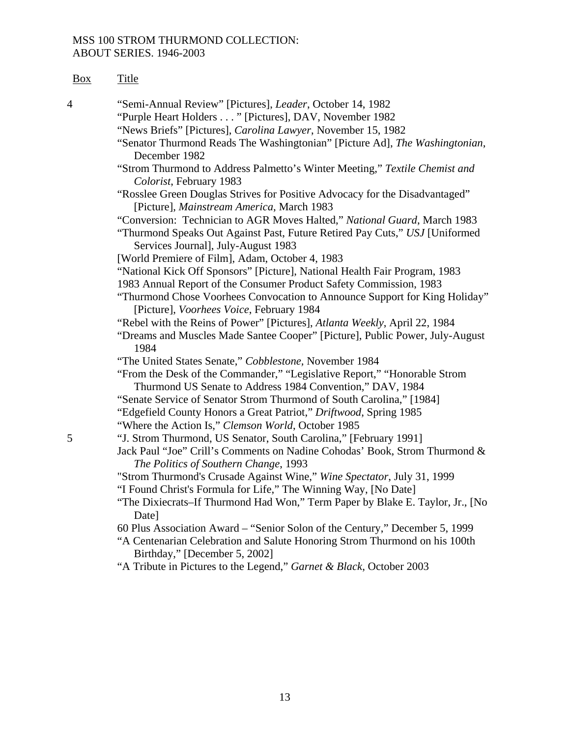MSS 100 STROM THURMOND COLLECTION:
ABOUT SERIES. 1946-2003

| Box | Title |
|---|---|
| 4 | "Semi-Annual Review" [Pictures], *Leader*, October 14, 1982 |
| | "Purple Heart Holders . . . " [Pictures], DAV, November 1982 |
| | "News Briefs" [Pictures], *Carolina Lawyer*, November 15, 1982 |
| | "Senator Thurmond Reads The Washingtonian" [Picture Ad], *The Washingtonian*, December 1982 |
| | "Strom Thurmond to Address Palmetto's Winter Meeting," *Textile Chemist and Colorist*, February 1983 |
| | "Rosslee Green Douglas Strives for Positive Advocacy for the Disadvantaged" [Picture], *Mainstream America*, March 1983 |
| | "Conversion: Technician to AGR Moves Halted," *National Guard*, March 1983 |
| | "Thurmond Speaks Out Against Past, Future Retired Pay Cuts," *USJ* [Uniformed Services Journal], July-August 1983 |
| | [World Premiere of Film], Adam, October 4, 1983 |
| | "National Kick Off Sponsors" [Picture], National Health Fair Program, 1983 |
| | 1983 Annual Report of the Consumer Product Safety Commission, 1983 |
| | "Thurmond Chose Voorhees Convocation to Announce Support for King Holiday" [Picture], *Voorhees Voice*, February 1984 |
| | "Rebel with the Reins of Power" [Pictures], *Atlanta Weekly*, April 22, 1984 |
| | "Dreams and Muscles Made Santee Cooper" [Picture], Public Power, July-August 1984 |
| | "The United States Senate," *Cobblestone*, November 1984 |
| | "From the Desk of the Commander," "Legislative Report," "Honorable Strom Thurmond US Senate to Address 1984 Convention," DAV, 1984 |
| | "Senate Service of Senator Strom Thurmond of South Carolina," [1984] |
| | "Edgefield County Honors a Great Patriot," *Driftwood*, Spring 1985 |
| | "Where the Action Is," *Clemson World*, October 1985 |
| 5 | "J. Strom Thurmond, US Senator, South Carolina," [February 1991] |
| | Jack Paul "Joe" Crill's Comments on Nadine Cohodas' Book, Strom Thurmond & *The Politics of Southern Change*, 1993 |
| | "Strom Thurmond's Crusade Against Wine," *Wine Spectator*, July 31, 1999 |
| | "I Found Christ's Formula for Life," The Winning Way, [No Date] |
| | "The Dixiecrats–If Thurmond Had Won," Term Paper by Blake E. Taylor, Jr., [No Date] |
| | 60 Plus Association Award – "Senior Solon of the Century," December 5, 1999 |
| | "A Centenarian Celebration and Salute Honoring Strom Thurmond on his 100th Birthday," [December 5, 2002] |
| | "A Tribute in Pictures to the Legend," *Garnet & Black*, October 2003 |